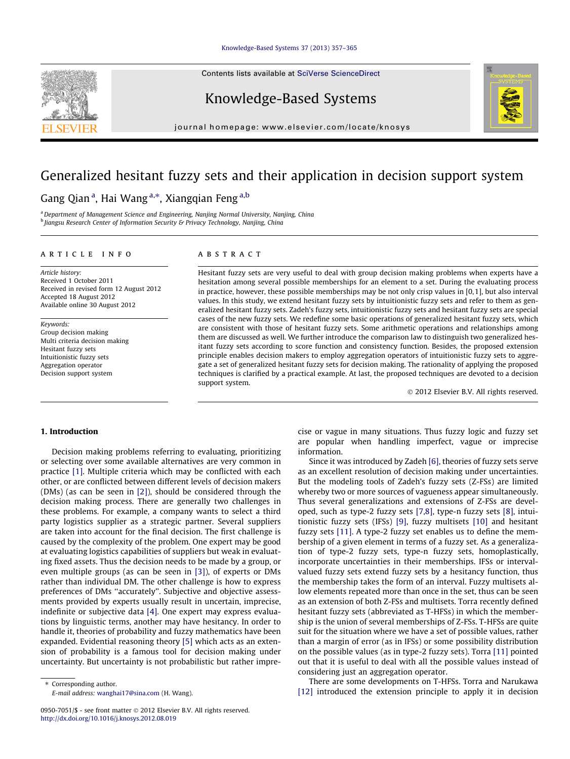# Generalized hesitant fuzzy sets and their application in decision support system

Gang Qian [a], Hai Wang [a,*], Xiangqian Feng [a,b]

[a] Department of Management Science and Engineering, Nanjing Normal University, Nanjing, China
[b] Jiangsu Research Center of Information Security & Privacy Technology, Nanjing, China

**ARTICLE INFO**

*Article history:*
Received 1 October 2011
Received in revised form 12 August 2012
Accepted 18 August 2012
Available online 30 August 2012

*Keywords:*
Group decision making
Multi criteria decision making
Hesitant fuzzy sets
Intuitionistic fuzzy sets
Aggregation operator
Decision support system

**ABSTRACT**

Hesitant fuzzy sets are very useful to deal with group decision making problems when experts have a hesitation among several possible memberships for an element to a set. During the evaluating process in practice, however, these possible memberships may be not only crisp values in [0,1], but also interval values. In this study, we extend hesitant fuzzy sets by intuitionistic fuzzy sets and refer to them as generalized hesitant fuzzy sets. Zadeh's fuzzy sets, intuitionistic fuzzy sets and hesitant fuzzy sets are special cases of the new fuzzy sets. We redefine some basic operations of generalized hesitant fuzzy sets, which are consistent with those of hesitant fuzzy sets. Some arithmetic operations and relationships among them are discussed as well. We further introduce the comparison law to distinguish two generalized hesitant fuzzy sets according to score function and consistency function. Besides, the proposed extension principle enables decision makers to employ aggregation operators of intuitionistic fuzzy sets to aggregate a set of generalized hesitant fuzzy sets for decision making. The rationality of applying the proposed techniques is clarified by a practical example. At last, the proposed techniques are devoted to a decision support system.

© 2012 Elsevier B.V. All rights reserved.

## 1. Introduction

Decision making problems referring to evaluating, prioritizing or selecting over some available alternatives are very common in practice [1]. Multiple criteria which may be conflicted with each other, or are conflicted between different levels of decision makers (DMs) (as can be seen in [2]), should be considered through the decision making process. There are generally two challenges in these problems. For example, a company wants to select a third party logistics supplier as a strategic partner. Several suppliers are taken into account for the final decision. The first challenge is caused by the complexity of the problem. One expert may be good at evaluating logistics capabilities of suppliers but weak in evaluating fixed assets. Thus the decision needs to be made by a group, or even multiple groups (as can be seen in [3]), of experts or DMs rather than individual DM. The other challenge is how to express preferences of DMs "accurately". Subjective and objective assessments provided by experts usually result in uncertain, imprecise, indefinite or subjective data [4]. One expert may express evaluations by linguistic terms, another may have hesitancy. In order to handle it, theories of probability and fuzzy mathematics have been expanded. Evidential reasoning theory [5] which acts as an extension of probability is a famous tool for decision making under uncertainty. But uncertainty is not probabilistic but rather imprecise or vague in many situations. Thus fuzzy logic and fuzzy set are popular when handling imperfect, vague or imprecise information.

Since it was introduced by Zadeh [6], theories of fuzzy sets serve as an excellent resolution of decision making under uncertainties. But the modeling tools of Zadeh's fuzzy sets (Z-FSs) are limited whereby two or more sources of vagueness appear simultaneously. Thus several generalizations and extensions of Z-FSs are developed, such as type-2 fuzzy sets [7,8], type-n fuzzy sets [8], intuitionistic fuzzy sets (IFSs) [9], fuzzy multisets [10] and hesitant fuzzy sets [11]. A type-2 fuzzy set enables us to define the membership of a given element in terms of a fuzzy set. As a generalization of type-2 fuzzy sets, type-n fuzzy sets, homoplastically, incorporate uncertainties in their memberships. IFSs or interval-valued fuzzy sets extend fuzzy sets by a hesitancy function, thus the membership takes the form of an interval. Fuzzy multisets allow elements repeated more than once in the set, thus can be seen as an extension of both Z-FSs and multisets. Torra recently defined hesitant fuzzy sets (abbreviated as T-HFSs) in which the membership is the union of several memberships of Z-FSs. T-HFSs are quite suit for the situation where we have a set of possible values, rather than a margin of error (as in IFSs) or some possibility distribution on the possible values (as in type-2 fuzzy sets). Torra [11] pointed out that it is useful to deal with all the possible values instead of considering just an aggregation operator.

There are some developments on T-HFSs. Torra and Narukawa [12] introduced the extension principle to apply it in decision

* Corresponding author.
E-mail address: wanghai17@sina.com (H. Wang).

0950-7051/$ - see front matter © 2012 Elsevier B.V. All rights reserved.
http://dx.doi.org/10.1016/j.knosys.2012.08.019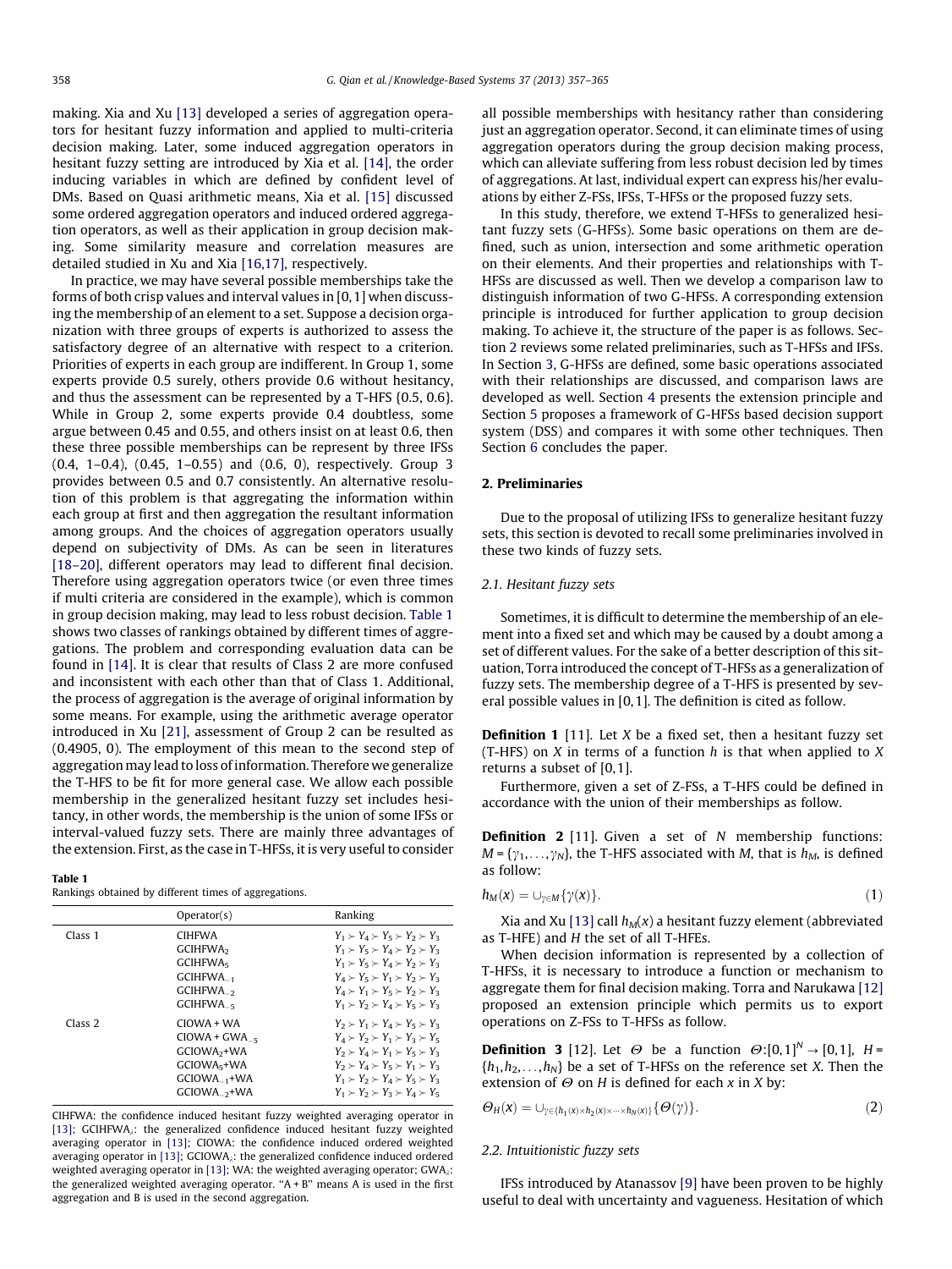making. Xia and Xu [13] developed a series of aggregation operators for hesitant fuzzy information and applied to multi-criteria decision making. Later, some induced aggregation operators in hesitant fuzzy setting are introduced by Xia et al. [14], the order inducing variables in which are defined by confident level of DMs. Based on Quasi arithmetic means, Xia et al. [15] discussed some ordered aggregation operators and induced ordered aggregation operators, as well as their application in group decision making. Some similarity measure and correlation measures are detailed studied in Xu and Xia [16,17], respectively.

In practice, we may have several possible memberships take the forms of both crisp values and interval values in [0, 1] when discussing the membership of an element to a set. Suppose a decision organization with three groups of experts is authorized to assess the satisfactory degree of an alternative with respect to a criterion. Priorities of experts in each group are indifferent. In Group 1, some experts provide 0.5 surely, others provide 0.6 without hesitancy, and thus the assessment can be represented by a T-HFS {0.5, 0.6}. While in Group 2, some experts provide 0.4 doubtless, some argue between 0.45 and 0.55, and others insist on at least 0.6, then these three possible memberships can be represent by three IFSs (0.4, 1–0.4), (0.45, 1–0.55) and (0.6, 0), respectively. Group 3 provides between 0.5 and 0.7 consistently. An alternative resolution of this problem is that aggregating the information within each group at first and then aggregation the resultant information among groups. And the choices of aggregation operators usually depend on subjectivity of DMs. As can be seen in literatures [18–20], different operators may lead to different final decision. Therefore using aggregation operators twice (or even three times if multi criteria are considered in the example), which is common in group decision making, may lead to less robust decision. Table 1 shows two classes of rankings obtained by different times of aggregations. The problem and corresponding evaluation data can be found in [14]. It is clear that results of Class 2 are more confused and inconsistent with each other than that of Class 1. Additional, the process of aggregation is the average of original information by some means. For example, using the arithmetic average operator introduced in Xu [21], assessment of Group 2 can be resulted as (0.4905, 0). The employment of this mean to the second step of aggregation may lead to loss of information. Therefore we generalize the T-HFS to be fit for more general case. We allow each possible membership in the generalized hesitant fuzzy set includes hesitancy, in other words, the membership is the union of some IFSs or interval-valued fuzzy sets. There are mainly three advantages of the extension. First, as the case in T-HFSs, it is very useful to consider all possible memberships with hesitancy rather than considering just an aggregation operator. Second, it can eliminate times of using aggregation operators during the group decision making process, which can alleviate suffering from less robust decision led by times of aggregations. At last, individual expert can express his/her evaluations by either Z-FSs, IFSs, T-HFSs or the proposed fuzzy sets.

**Table 1**
Rankings obtained by different times of aggregations.

| | Operator(s) | Ranking |
|---|---|---|
| Class 1 | CIHFWA | $Y_1 \succ Y_4 \succ Y_5 \succ Y_2 \succ Y_3$ |
| | $\text{GCIHFWA}_2$ | $Y_1 \succ Y_5 \succ Y_4 \succ Y_2 \succ Y_3$ |
| | $\text{GCIHFWA}_5$ | $Y_1 \succ Y_5 \succ Y_4 \succ Y_2 \succ Y_3$ |
| | $\text{GCIHFWA}_{-1}$ | $Y_4 \succ Y_5 \succ Y_1 \succ Y_2 \succ Y_3$ |
| | $\text{GCIHFWA}_{-2}$ | $Y_4 \succ Y_1 \succ Y_5 \succ Y_2 \succ Y_3$ |
| | $\text{GCIHFWA}_{-5}$ | $Y_1 \succ Y_2 \succ Y_4 \succ Y_5 \succ Y_3$ |
| Class 2 | CIOWA + WA | $Y_2 \succ Y_1 \succ Y_4 \succ Y_5 \succ Y_3$ |
| | $\text{CIOWA} + \text{GWA}_{-5}$ | $Y_4 \succ Y_2 \succ Y_1 \succ Y_3 \succ Y_5$ |
| | $\text{GCIOWA}_2$+WA | $Y_2 \succ Y_4 \succ Y_1 \succ Y_5 \succ Y_3$ |
| | $\text{GCIOWA}_5$+WA | $Y_2 \succ Y_4 \succ Y_5 \succ Y_1 \succ Y_3$ |
| | $\text{GCIOWA}_{-1}$+WA | $Y_1 \succ Y_2 \succ Y_4 \succ Y_5 \succ Y_3$ |
| | $\text{GCIOWA}_{-2}$+WA | $Y_1 \succ Y_2 \succ Y_3 \succ Y_4 \succ Y_5$ |

CIHFWA: the confidence induced hesitant fuzzy weighted averaging operator in [13]; $\text{GCIHFWA}_\lambda$: the generalized confidence induced hesitant fuzzy weighted averaging operator in [13]; CIOWA: the confidence induced ordered weighted averaging operator in [13]; $\text{GCIOWA}_\lambda$: the generalized confidence induced ordered weighted averaging operator in [13]; WA: the weighted averaging operator; $\text{GWA}_\lambda$: the generalized weighted averaging operator. "A + B" means A is used in the first aggregation and B is used in the second aggregation.

In this study, therefore, we extend T-HFSs to generalized hesitant fuzzy sets (G-HFSs). Some basic operations on them are defined, such as union, intersection and some arithmetic operation on their elements. And their properties and relationships with T-HFSs are discussed as well. Then we develop a comparison law to distinguish information of two G-HFSs. A corresponding extension principle is introduced for further application to group decision making. To achieve it, the structure of the paper is as follows. Section 2 reviews some related preliminaries, such as T-HFSs and IFSs. In Section 3, G-HFSs are defined, some basic operations associated with their relationships are discussed, and comparison laws are developed as well. Section 4 presents the extension principle and Section 5 proposes a framework of G-HFSs based decision support system (DSS) and compares it with some other techniques. Then Section 6 concludes the paper.

## 2. Preliminaries

Due to the proposal of utilizing IFSs to generalize hesitant fuzzy sets, this section is devoted to recall some preliminaries involved in these two kinds of fuzzy sets.

### 2.1. Hesitant fuzzy sets

Sometimes, it is difficult to determine the membership of an element into a fixed set and which may be caused by a doubt among a set of different values. For the sake of a better description of this situation, Torra introduced the concept of T-HFSs as a generalization of fuzzy sets. The membership degree of a T-HFS is presented by several possible values in [0, 1]. The definition is cited as follow.

**Definition 1** [11]. Let $X$ be a fixed set, then a hesitant fuzzy set (T-HFS) on $X$ in terms of a function $h$ is that when applied to $X$ returns a subset of [0, 1].

Furthermore, given a set of Z-FSs, a T-HFS could be defined in accordance with the union of their memberships as follow.

**Definition 2** [11]. Given a set of $N$ membership functions: $M = \{\gamma_1, \ldots, \gamma_N\}$, the T-HFS associated with $M$, that is $h_M$, is defined as follow:

$$h_M(x) = \cup_{\gamma \in M}\{\gamma(x)\}. \tag{1}$$

Xia and Xu [13] call $h_M(x)$ a hesitant fuzzy element (abbreviated as T-HFE) and $H$ the set of all T-HFEs.

When decision information is represented by a collection of T-HFSs, it is necessary to introduce a function or mechanism to aggregate them for final decision making. Torra and Narukawa [12] proposed an extension principle which permits us to export operations on Z-FSs to T-HFSs as follow.

**Definition 3** [12]. Let $\Theta$ be a function $\Theta:[0,1]^N \to [0,1]$, $H = \{h_1, h_2, \ldots, h_N\}$ be a set of T-HFSs on the reference set $X$. Then the extension of $\Theta$ on $H$ is defined for each $x$ in $X$ by:

$$\Theta_H(x) = \cup_{\gamma \in \{h_1(x) \times h_2(x) \times \cdots \times h_N(x)\}}\{\Theta(\gamma)\}. \tag{2}$$

### 2.2. Intuitionistic fuzzy sets

IFSs introduced by Atanassov [9] have been proven to be highly useful to deal with uncertainty and vagueness. Hesitation of which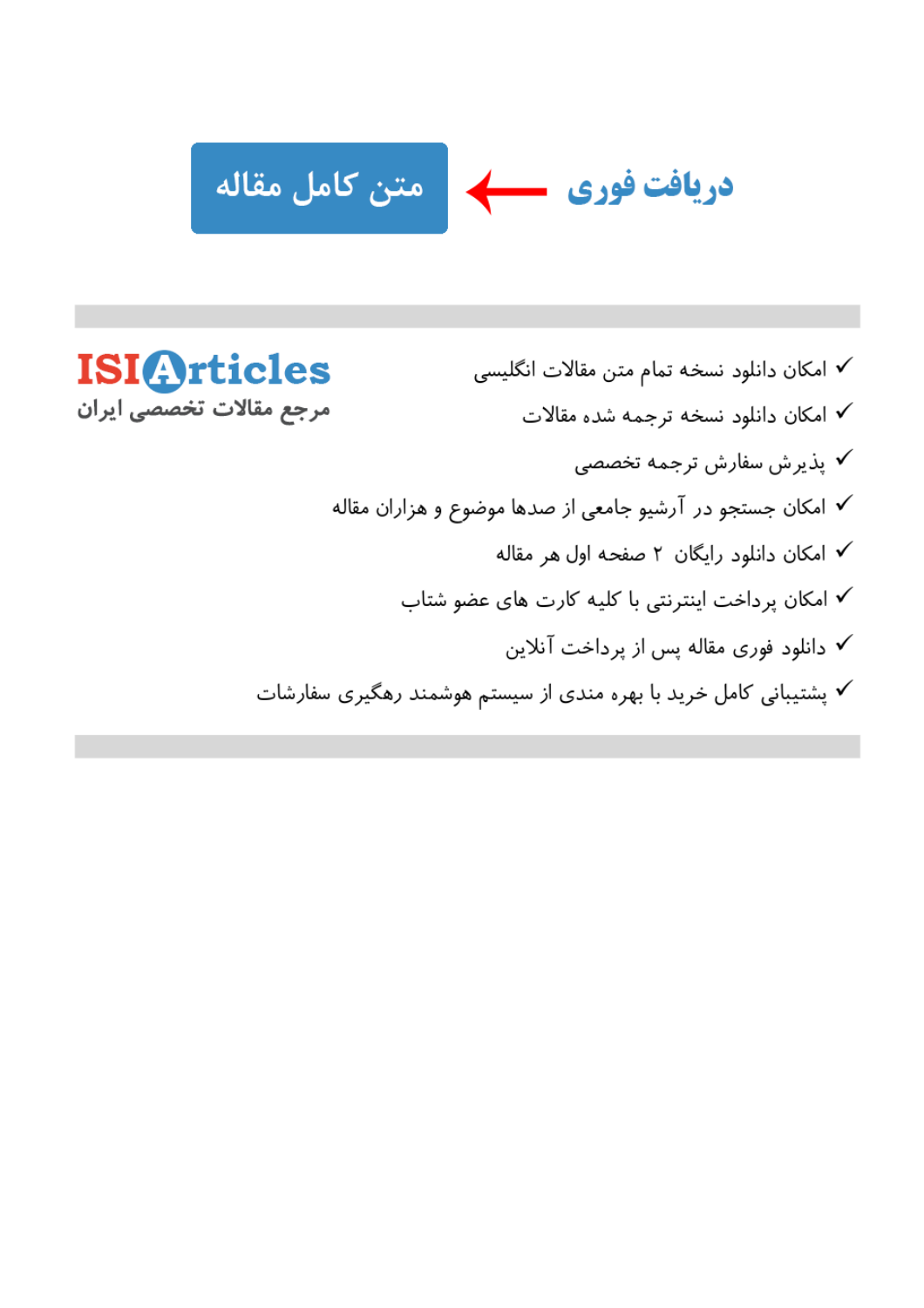متن کامل مقاله ← دریافت فوری

**ISIArticles**

مرجع مقالات تخصصی ایران

- ✓ امکان دانلود نسخه تمام متن مقالات انگلیسی
- ✓ امکان دانلود نسخه ترجمه شده مقالات
- ✓ پذیرش سفارش ترجمه تخصصی
- ✓ امکان جستجو در آرشیو جامعی از صدها موضوع و هزاران مقاله
- ✓ امکان دانلود رایگان ۲ صفحه اول هر مقاله
- ✓ امکان پرداخت اینترنتی با کلیه کارت های عضو شتاب
- ✓ دانلود فوری مقاله پس از پرداخت آنلاین
- ✓ پشتیبانی کامل خرید با بهره مندی از سیستم هوشمند رهگیری سفارشات